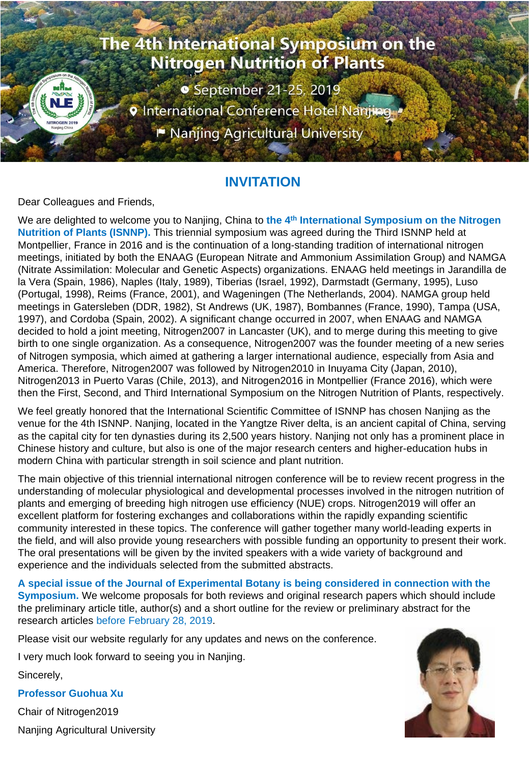# The 4th International Symposium on the Nitrogen Nutrition of Plants

September 21-25, 2019

International Conference Hotel Nanjing

Nanjing Agricultural University

## INVITATION

Dear Colleagues and Friends,

We are delighted to welcome you to Nanjing, China to **the 4th International Symposium on the Nitrogen Nutrition of Plants (ISNNP).** This triennial symposium was agreed during the Third ISNNP held at Montpellier, France in 2016 and is the continuation of a long-standing tradition of international nitrogen meetings, initiated by both the ENAAG (European Nitrate and Ammonium Assimilation Group) and NAMGA (Nitrate Assimilation: Molecular and Genetic Aspects) organizations. ENAAG held meetings in Jarandilla de la Vera (Spain, 1986), Naples (Italy, 1989), Tiberias (Israel, 1992), Darmstadt (Germany, 1995), Luso (Portugal, 1998), Reims (France, 2001), and Wageningen (The Netherlands, 2004). NAMGA group held meetings in Gatersleben (DDR, 1982), St Andrews (UK, 1987), Bombannes (France, 1990), Tampa (USA, 1997), and Cordoba (Spain, 2002). A significant change occurred in 2007, when ENAAG and NAMGA decided to hold a joint meeting, Nitrogen2007 in Lancaster (UK), and to merge during this meeting to give birth to one single organization. As a consequence, Nitrogen2007 was the founder meeting of a new series of Nitrogen symposia, which aimed at gathering a larger international audience, especially from Asia and America. Therefore, Nitrogen2007 was followed by Nitrogen2010 in Inuyama City (Japan, 2010), Nitrogen2013 in Puerto Varas (Chile, 2013), and Nitrogen2016 in Montpellier (France 2016), which were then the First, Second, and Third International Symposium on the Nitrogen Nutrition of Plants, respectively.

We feel greatly honored that the International Scientific Committee of ISNNP has chosen Nanjing as the venue for the 4th ISNNP. Nanjing, located in the Yangtze River delta, is an ancient capital of China, serving as the capital city for ten dynasties during its 2,500 years history. Nanjing not only has a prominent place in Chinese history and culture, but also is one of the major research centers and higher-education hubs in modern China with particular strength in soil science and plant nutrition.

The main objective of this triennial international nitrogen conference will be to review recent progress in the understanding of molecular physiological and developmental processes involved in the nitrogen nutrition of plants and emerging of breeding high nitrogen use efficiency (NUE) crops. Nitrogen2019 will offer an excellent platform for fostering exchanges and collaborations within the rapidly expanding scientific community interested in these topics. The conference will gather together many world-leading experts in the field, and will also provide young researchers with possible funding an opportunity to present their work. The oral presentations will be given by the invited speakers with a wide variety of background and experience and the individuals selected from the submitted abstracts.

**A special issue of the Journal of Experimental Botany is being considered in connection with the Symposium.** We welcome proposals for both reviews and original research papers which should include the preliminary article title, author(s) and a short outline for the review or preliminary abstract for the research articles before February 28, 2019.

Please visit our website regularly for any updates and news on the conference.

I very much look forward to seeing you in Nanjing.

Sincerely,

**Professor Guohua Xu**

Chair of Nitrogen2019

Nanjing Agricultural University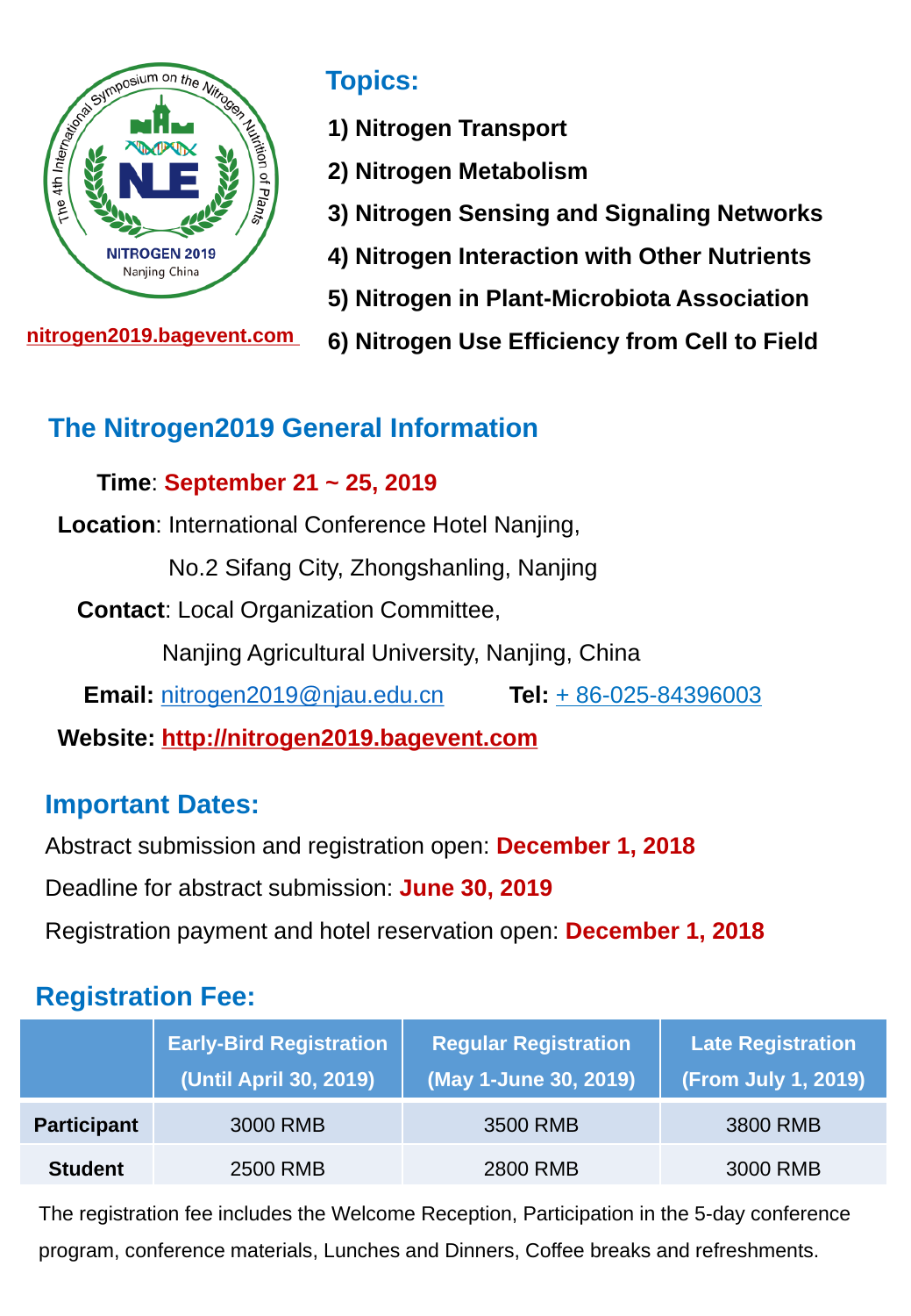The 4th International Symposium on the Nitrogen Nutrition of Plants

NLE

NITROGEN 2019
Nanjing China

nitrogen2019.bagevent.com

## Topics:

1) **Nitrogen Transport**
2) **Nitrogen Metabolism**
3) **Nitrogen Sensing and Signaling Networks**
4) **Nitrogen Interaction with Other Nutrients**
5) **Nitrogen in Plant-Microbiota Association**
6) **Nitrogen Use Efficiency from Cell to Field**

## The Nitrogen2019 General Information

**Time**: **September 21 ~ 25, 2019**

**Location**: International Conference Hotel Nanjing,
No.2 Sifang City, Zhongshanling, Nanjing

**Contact**: Local Organization Committee,
Nanjing Agricultural University, Nanjing, China

**Email:** nitrogen2019@njau.edu.cn **Tel:** + 86-025-84396003

**Website:** **http://nitrogen2019.bagevent.com**

## Important Dates:

Abstract submission and registration open: **December 1, 2018**

Deadline for abstract submission: **June 30, 2019**

Registration payment and hotel reservation open: **December 1, 2018**

## Registration Fee:

| | Early-Bird Registration (Until April 30, 2019) | Regular Registration (May 1-June 30, 2019) | Late Registration (From July 1, 2019) |
|---|---|---|---|
| **Participant** | 3000 RMB | 3500 RMB | 3800 RMB |
| **Student** | 2500 RMB | 2800 RMB | 3000 RMB |

The registration fee includes the Welcome Reception, Participation in the 5-day conference program, conference materials, Lunches and Dinners, Coffee breaks and refreshments.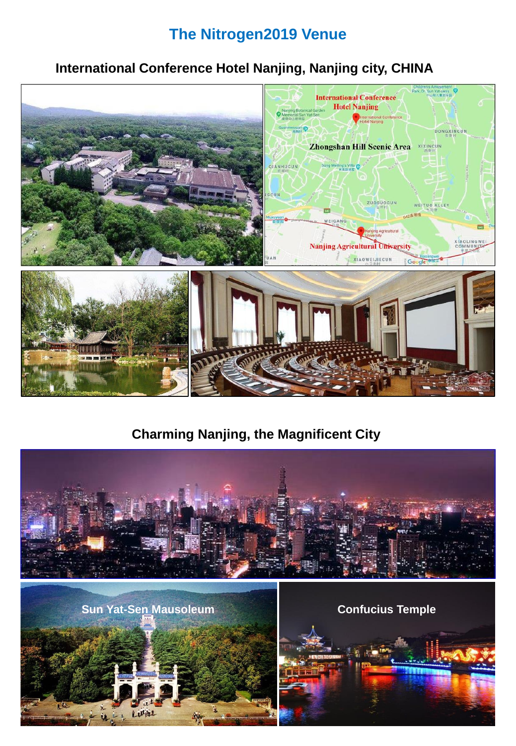# The Nitrogen2019 Venue

## International Conference Hotel Nanjing, Nanjing city, CHINA

## Charming Nanjing, the Magnificent City

Sun Yat-Sen Mausoleum

Confucius Temple